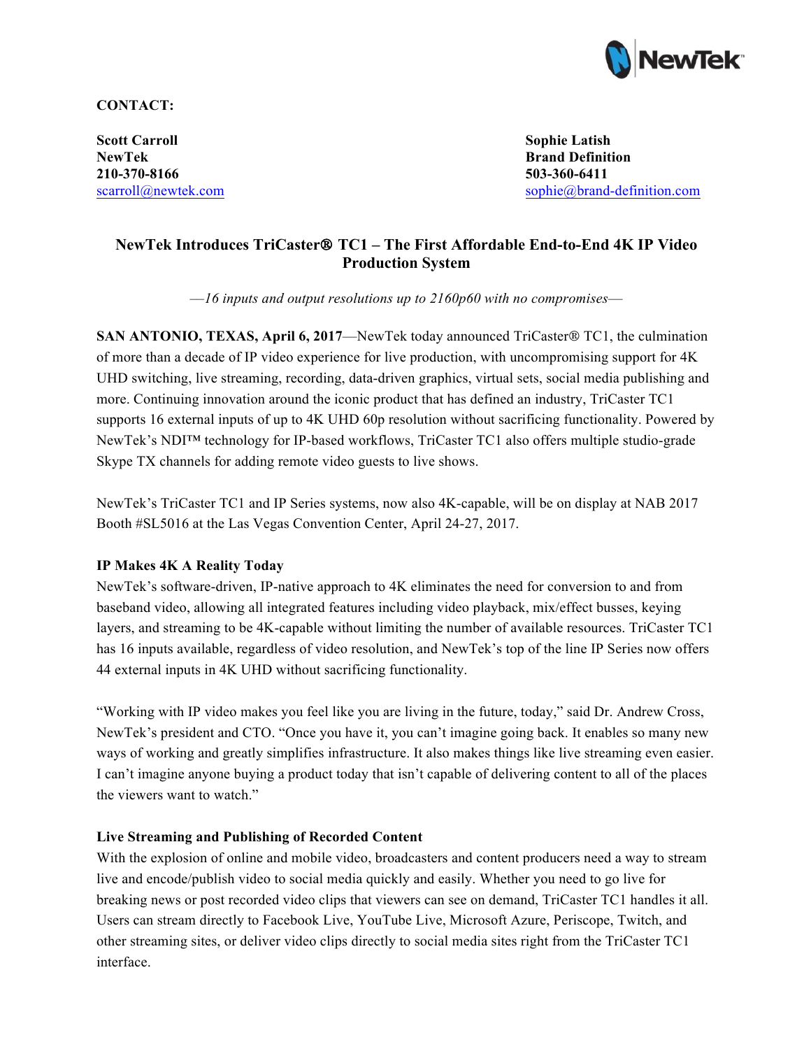**CONTACT:**

**Scott Carroll**
**NewTek**
**210-370-8166**
scarroll@newtek.com

**Sophie Latish**
**Brand Definition**
**503-360-6411**
sophie@brand-definition.com

## NewTek Introduces TriCaster® TC1 – The First Affordable End-to-End 4K IP Video Production System

*—16 inputs and output resolutions up to 2160p60 with no compromises—*

**SAN ANTONIO, TEXAS, April 6, 2017**—NewTek today announced TriCaster® TC1, the culmination of more than a decade of IP video experience for live production, with uncompromising support for 4K UHD switching, live streaming, recording, data-driven graphics, virtual sets, social media publishing and more. Continuing innovation around the iconic product that has defined an industry, TriCaster TC1 supports 16 external inputs of up to 4K UHD 60p resolution without sacrificing functionality. Powered by NewTek's NDI™ technology for IP-based workflows, TriCaster TC1 also offers multiple studio-grade Skype TX channels for adding remote video guests to live shows.

NewTek's TriCaster TC1 and IP Series systems, now also 4K-capable, will be on display at NAB 2017 Booth #SL5016 at the Las Vegas Convention Center, April 24-27, 2017.

**IP Makes 4K A Reality Today**
NewTek's software-driven, IP-native approach to 4K eliminates the need for conversion to and from baseband video, allowing all integrated features including video playback, mix/effect busses, keying layers, and streaming to be 4K-capable without limiting the number of available resources. TriCaster TC1 has 16 inputs available, regardless of video resolution, and NewTek's top of the line IP Series now offers 44 external inputs in 4K UHD without sacrificing functionality.

"Working with IP video makes you feel like you are living in the future, today," said Dr. Andrew Cross, NewTek's president and CTO. "Once you have it, you can't imagine going back. It enables so many new ways of working and greatly simplifies infrastructure. It also makes things like live streaming even easier. I can't imagine anyone buying a product today that isn't capable of delivering content to all of the places the viewers want to watch."

**Live Streaming and Publishing of Recorded Content**
With the explosion of online and mobile video, broadcasters and content producers need a way to stream live and encode/publish video to social media quickly and easily. Whether you need to go live for breaking news or post recorded video clips that viewers can see on demand, TriCaster TC1 handles it all. Users can stream directly to Facebook Live, YouTube Live, Microsoft Azure, Periscope, Twitch, and other streaming sites, or deliver video clips directly to social media sites right from the TriCaster TC1 interface.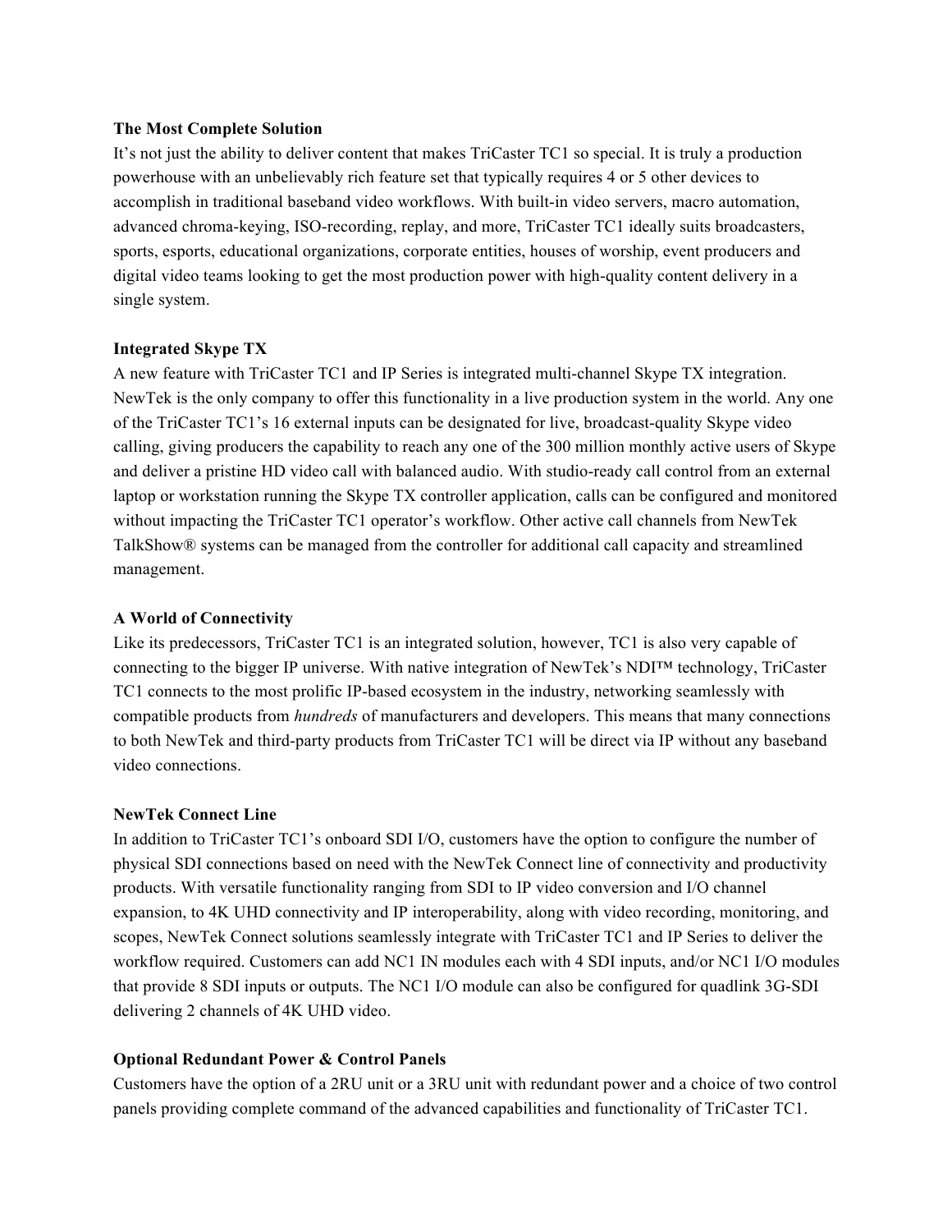**The Most Complete Solution**

It's not just the ability to deliver content that makes TriCaster TC1 so special. It is truly a production powerhouse with an unbelievably rich feature set that typically requires 4 or 5 other devices to accomplish in traditional baseband video workflows. With built-in video servers, macro automation, advanced chroma-keying, ISO-recording, replay, and more, TriCaster TC1 ideally suits broadcasters, sports, esports, educational organizations, corporate entities, houses of worship, event producers and digital video teams looking to get the most production power with high-quality content delivery in a single system.

**Integrated Skype TX**

A new feature with TriCaster TC1 and IP Series is integrated multi-channel Skype TX integration. NewTek is the only company to offer this functionality in a live production system in the world. Any one of the TriCaster TC1's 16 external inputs can be designated for live, broadcast-quality Skype video calling, giving producers the capability to reach any one of the 300 million monthly active users of Skype and deliver a pristine HD video call with balanced audio. With studio-ready call control from an external laptop or workstation running the Skype TX controller application, calls can be configured and monitored without impacting the TriCaster TC1 operator's workflow. Other active call channels from NewTek TalkShow® systems can be managed from the controller for additional call capacity and streamlined management.

**A World of Connectivity**

Like its predecessors, TriCaster TC1 is an integrated solution, however, TC1 is also very capable of connecting to the bigger IP universe. With native integration of NewTek's NDI™ technology, TriCaster TC1 connects to the most prolific IP-based ecosystem in the industry, networking seamlessly with compatible products from *hundreds* of manufacturers and developers. This means that many connections to both NewTek and third-party products from TriCaster TC1 will be direct via IP without any baseband video connections.

**NewTek Connect Line**

In addition to TriCaster TC1's onboard SDI I/O, customers have the option to configure the number of physical SDI connections based on need with the NewTek Connect line of connectivity and productivity products. With versatile functionality ranging from SDI to IP video conversion and I/O channel expansion, to 4K UHD connectivity and IP interoperability, along with video recording, monitoring, and scopes, NewTek Connect solutions seamlessly integrate with TriCaster TC1 and IP Series to deliver the workflow required. Customers can add NC1 IN modules each with 4 SDI inputs, and/or NC1 I/O modules that provide 8 SDI inputs or outputs. The NC1 I/O module can also be configured for quadlink 3G-SDI delivering 2 channels of 4K UHD video.

**Optional Redundant Power & Control Panels**

Customers have the option of a 2RU unit or a 3RU unit with redundant power and a choice of two control panels providing complete command of the advanced capabilities and functionality of TriCaster TC1.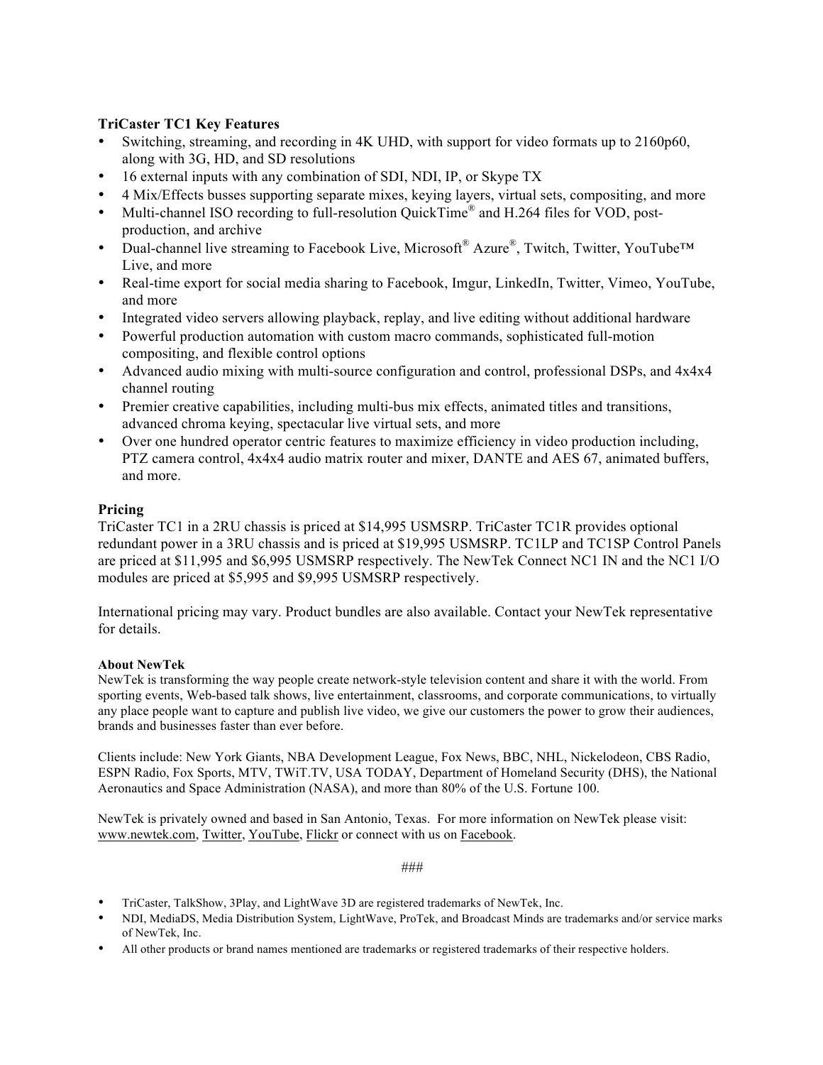**TriCaster TC1 Key Features**

- Switching, streaming, and recording in 4K UHD, with support for video formats up to 2160p60, along with 3G, HD, and SD resolutions
- 16 external inputs with any combination of SDI, NDI, IP, or Skype TX
- 4 Mix/Effects busses supporting separate mixes, keying layers, virtual sets, compositing, and more
- Multi-channel ISO recording to full-resolution QuickTime® and H.264 files for VOD, post-production, and archive
- Dual-channel live streaming to Facebook Live, Microsoft® Azure®, Twitch, Twitter, YouTube™ Live, and more
- Real-time export for social media sharing to Facebook, Imgur, LinkedIn, Twitter, Vimeo, YouTube, and more
- Integrated video servers allowing playback, replay, and live editing without additional hardware
- Powerful production automation with custom macro commands, sophisticated full-motion compositing, and flexible control options
- Advanced audio mixing with multi-source configuration and control, professional DSPs, and 4x4x4 channel routing
- Premier creative capabilities, including multi-bus mix effects, animated titles and transitions, advanced chroma keying, spectacular live virtual sets, and more
- Over one hundred operator centric features to maximize efficiency in video production including, PTZ camera control, 4x4x4 audio matrix router and mixer, DANTE and AES 67, animated buffers, and more.

**Pricing**

TriCaster TC1 in a 2RU chassis is priced at $14,995 USMSRP. TriCaster TC1R provides optional redundant power in a 3RU chassis and is priced at $19,995 USMSRP. TC1LP and TC1SP Control Panels are priced at $11,995 and $6,995 USMSRP respectively. The NewTek Connect NC1 IN and the NC1 I/O modules are priced at $5,995 and $9,995 USMSRP respectively.

International pricing may vary. Product bundles are also available. Contact your NewTek representative for details.

**About NewTek**

NewTek is transforming the way people create network-style television content and share it with the world. From sporting events, Web-based talk shows, live entertainment, classrooms, and corporate communications, to virtually any place people want to capture and publish live video, we give our customers the power to grow their audiences, brands and businesses faster than ever before.

Clients include: New York Giants, NBA Development League, Fox News, BBC, NHL, Nickelodeon, CBS Radio, ESPN Radio, Fox Sports, MTV, TWiT.TV, USA TODAY, Department of Homeland Security (DHS), the National Aeronautics and Space Administration (NASA), and more than 80% of the U.S. Fortune 100.

NewTek is privately owned and based in San Antonio, Texas. For more information on NewTek please visit: www.newtek.com, Twitter, YouTube, Flickr or connect with us on Facebook.

###

- TriCaster, TalkShow, 3Play, and LightWave 3D are registered trademarks of NewTek, Inc.
- NDI, MediaDS, Media Distribution System, LightWave, ProTek, and Broadcast Minds are trademarks and/or service marks of NewTek, Inc.
- All other products or brand names mentioned are trademarks or registered trademarks of their respective holders.